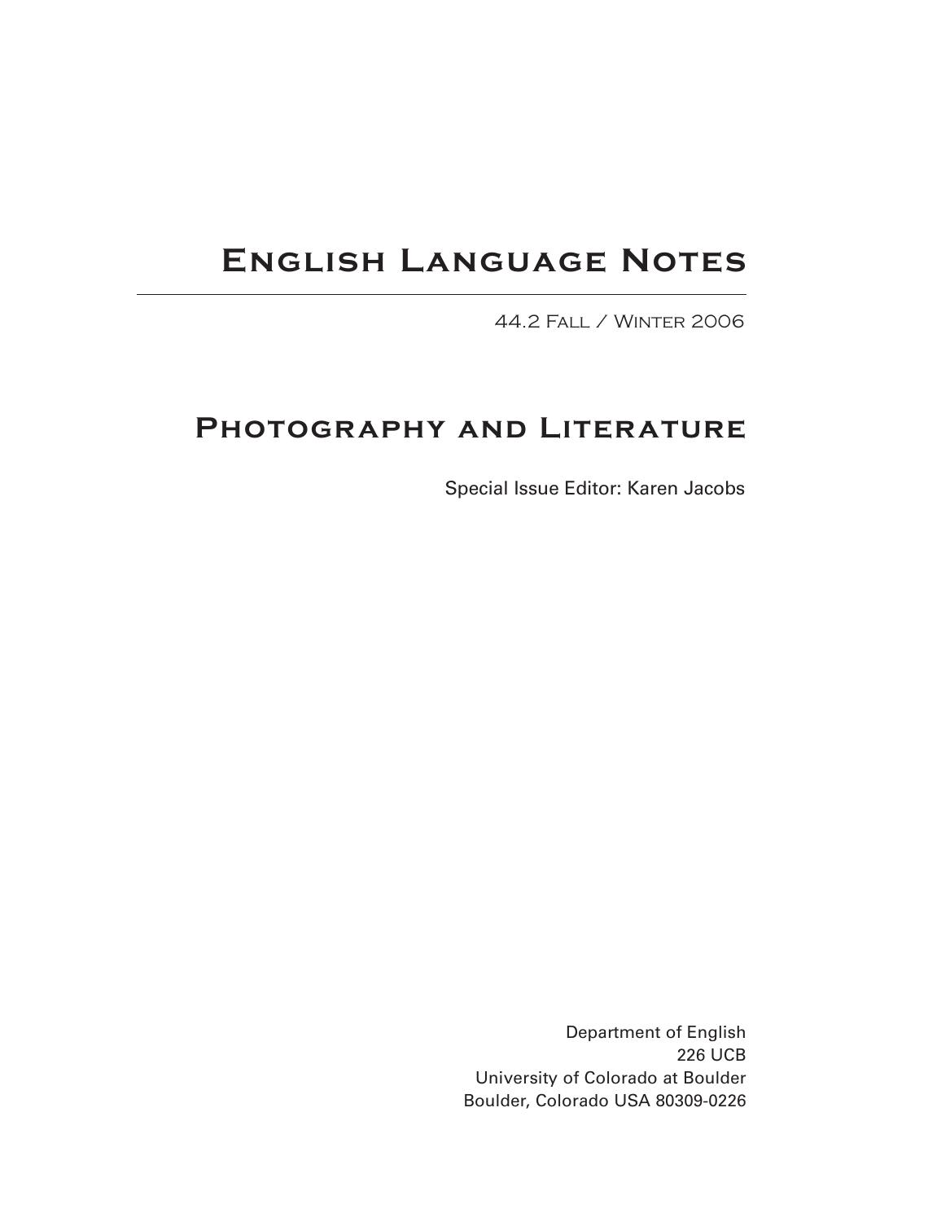# English Language Notes

44.2 Fall / Winter 2006

## Photography and Literature

Special Issue Editor: Karen Jacobs

Department of English
226 UCB
University of Colorado at Boulder
Boulder, Colorado USA 80309-0226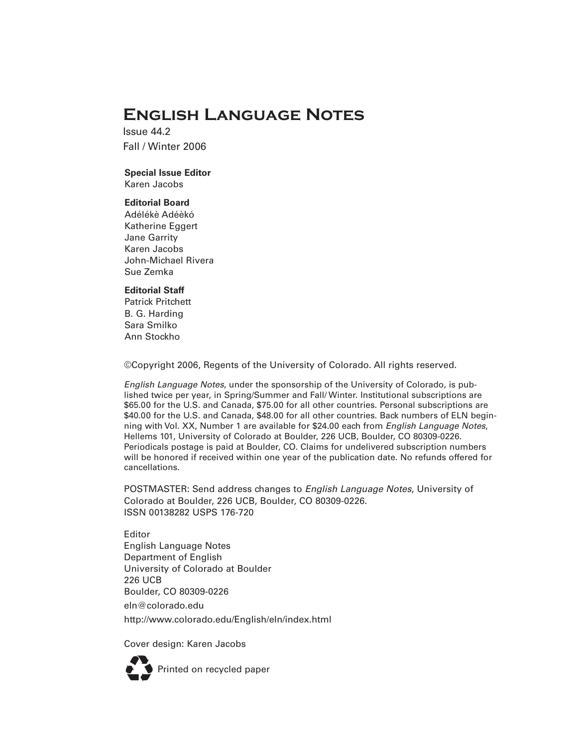# English Language Notes

Issue 44.2

Fall / Winter 2006

**Special Issue Editor**
Karen Jacobs

**Editorial Board**
Adélékè Adéèkó
Katherine Eggert
Jane Garrity
Karen Jacobs
John-Michael Rivera
Sue Zemka

**Editorial Staff**
Patrick Pritchett
B. G. Harding
Sara Smilko
Ann Stockho

©Copyright 2006, Regents of the University of Colorado. All rights reserved.

*English Language Notes*, under the sponsorship of the University of Colorado, is published twice per year, in Spring/Summer and Fall/Winter. Institutional subscriptions are $65.00 for the U.S. and Canada, $75.00 for all other countries. Personal subscriptions are $40.00 for the U.S. and Canada, $48.00 for all other countries. Back numbers of ELN beginning with Vol. XX, Number 1 are available for $24.00 each from *English Language Notes*, Hellems 101, University of Colorado at Boulder, 226 UCB, Boulder, CO 80309-0226. Periodicals postage is paid at Boulder, CO. Claims for undelivered subscription numbers will be honored if received within one year of the publication date. No refunds offered for cancellations.

POSTMASTER: Send address changes to *English Language Notes*, University of Colorado at Boulder, 226 UCB, Boulder, CO 80309-0226.
ISSN 00138282 USPS 176-720

Editor
English Language Notes
Department of English
University of Colorado at Boulder
226 UCB
Boulder, CO 80309-0226
eln@colorado.edu
http://www.colorado.edu/English/eln/index.html

Cover design: Karen Jacobs

Printed on recycled paper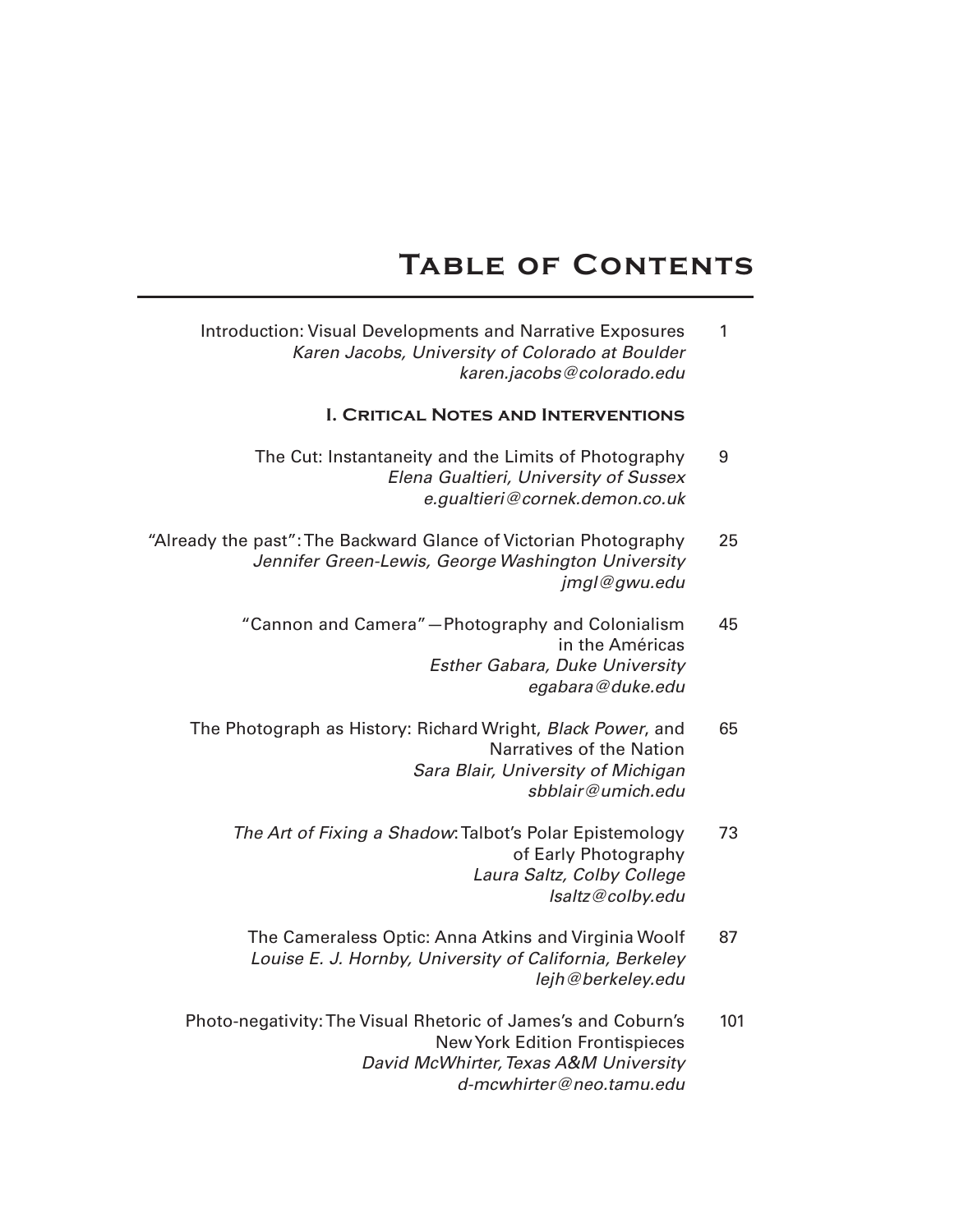# Table of Contents

Introduction: Visual Developments and Narrative Exposures — 1
*Karen Jacobs, University of Colorado at Boulder*
*karen.jacobs@colorado.edu*

## I. Critical Notes and Interventions

The Cut: Instantaneity and the Limits of Photography — 9
*Elena Gualtieri, University of Sussex*
*e.gualtieri@cornek.demon.co.uk*

"Already the past": The Backward Glance of Victorian Photography — 25
*Jennifer Green-Lewis, George Washington University*
*jmgl@gwu.edu*

"Cannon and Camera"—Photography and Colonialism in the Américas — 45
*Esther Gabara, Duke University*
*egabara@duke.edu*

The Photograph as History: Richard Wright, *Black Power*, and Narratives of the Nation — 65
*Sara Blair, University of Michigan*
*sbblair@umich.edu*

*The Art of Fixing a Shadow*: Talbot's Polar Epistemology of Early Photography — 73
*Laura Saltz, Colby College*
*lsaltz@colby.edu*

The Cameraless Optic: Anna Atkins and Virginia Woolf — 87
*Louise E. J. Hornby, University of California, Berkeley*
*lejh@berkeley.edu*

Photo-negativity: The Visual Rhetoric of James's and Coburn's New York Edition Frontispieces — 101
*David McWhirter, Texas A&M University*
*d-mcwhirter@neo.tamu.edu*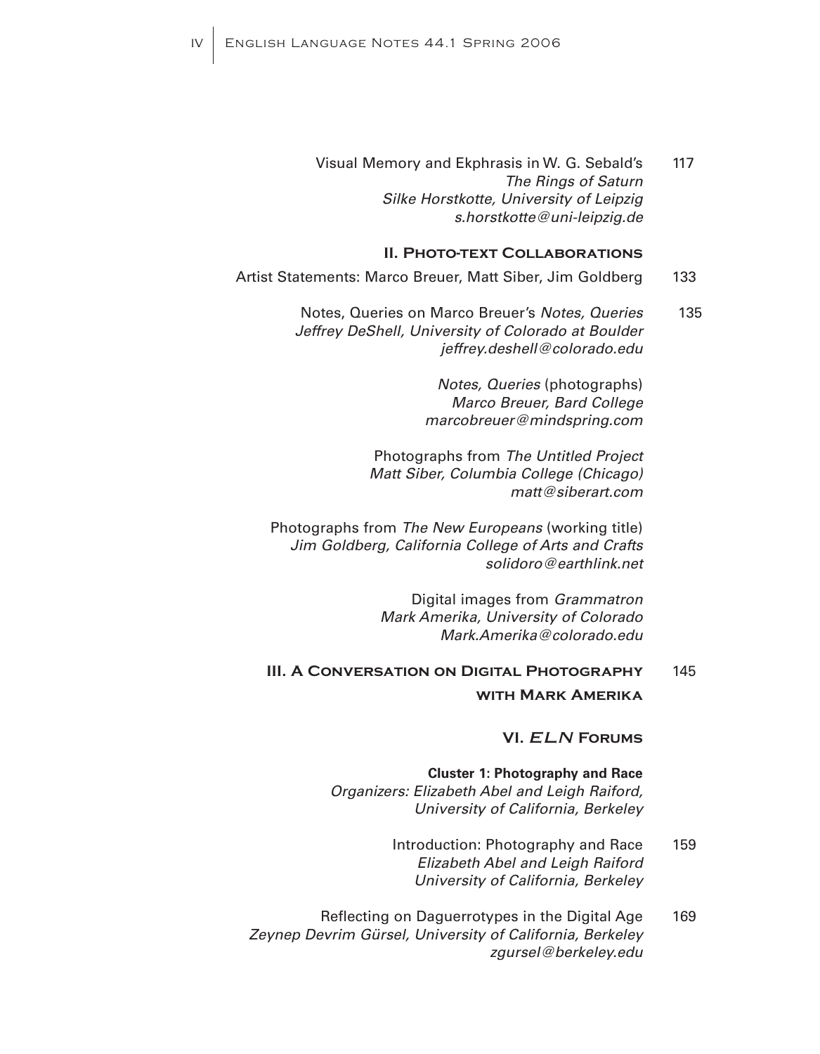Visual Memory and Ekphrasis in W. G. Sebald's *The Rings of Saturn* 117
*Silke Horstkotte, University of Leipzig*
*s.horstkotte@uni-leipzig.de*

## II. Photo-text Collaborations

Artist Statements: Marco Breuer, Matt Siber, Jim Goldberg 133

Notes, Queries on Marco Breuer's *Notes, Queries* 135
*Jeffrey DeShell, University of Colorado at Boulder*
*jeffrey.deshell@colorado.edu*

*Notes, Queries* (photographs)
*Marco Breuer, Bard College*
*marcobreuer@mindspring.com*

Photographs from *The Untitled Project*
*Matt Siber, Columbia College (Chicago)*
*matt@siberart.com*

Photographs from *The New Europeans* (working title)
*Jim Goldberg, California College of Arts and Crafts*
*solidoro@earthlink.net*

Digital images from *Grammatron*
*Mark Amerika, University of Colorado*
*Mark.Amerika@colorado.edu*

## III. A Conversation on Digital Photography with Mark Amerika 145

## VI. *ELN* Forums

**Cluster 1: Photography and Race**
*Organizers: Elizabeth Abel and Leigh Raiford, University of California, Berkeley*

Introduction: Photography and Race 159
*Elizabeth Abel and Leigh Raiford*
*University of California, Berkeley*

Reflecting on Daguerrotypes in the Digital Age 169
*Zeynep Devrim Gürsel, University of California, Berkeley*
*zgursel@berkeley.edu*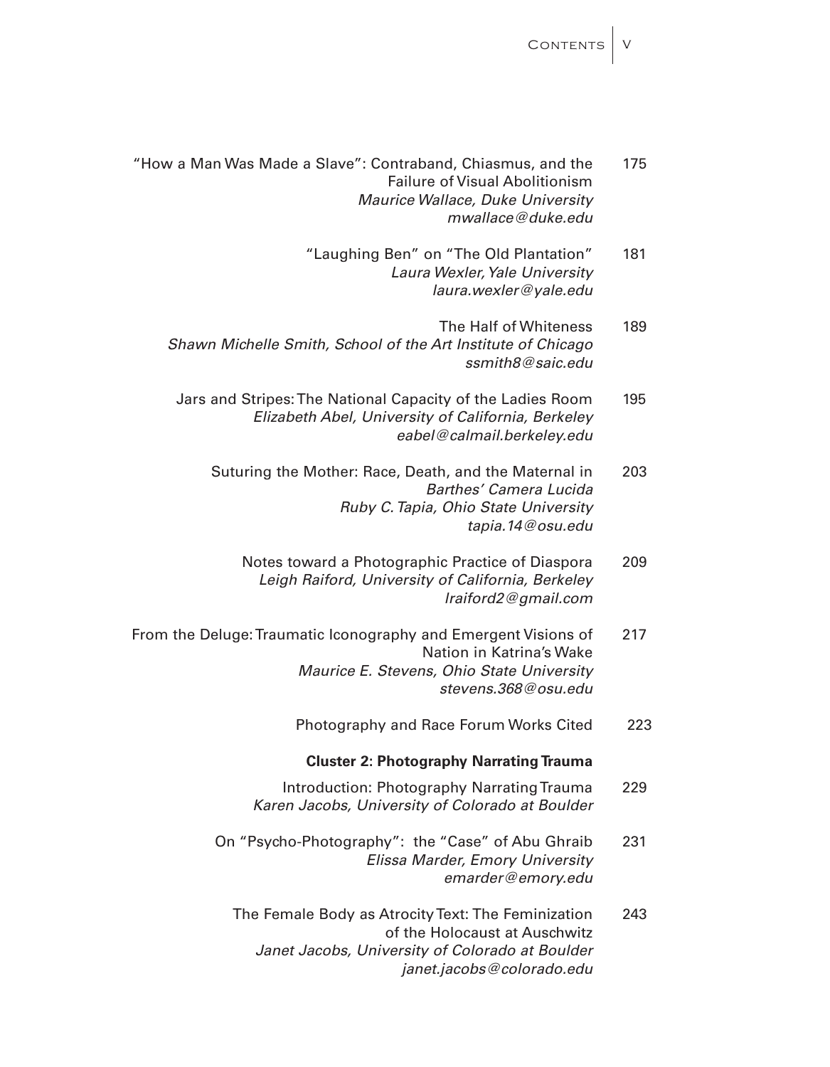"How a Man Was Made a Slave": Contraband, Chiasmus, and the Failure of Visual Abolitionism — 175
*Maurice Wallace, Duke University*
*mwallace@duke.edu*

"Laughing Ben" on "The Old Plantation" — 181
*Laura Wexler, Yale University*
*laura.wexler@yale.edu*

The Half of Whiteness — 189
*Shawn Michelle Smith, School of the Art Institute of Chicago*
*ssmith8@saic.edu*

Jars and Stripes: The National Capacity of the Ladies Room — 195
*Elizabeth Abel, University of California, Berkeley*
*eabel@calmail.berkeley.edu*

Suturing the Mother: Race, Death, and the Maternal in *Barthes' Camera Lucida* — 203
*Ruby C. Tapia, Ohio State University*
*tapia.14@osu.edu*

Notes toward a Photographic Practice of Diaspora — 209
*Leigh Raiford, University of California, Berkeley*
*lraiford2@gmail.com*

From the Deluge: Traumatic Iconography and Emergent Visions of Nation in Katrina's Wake — 217
*Maurice E. Stevens, Ohio State University*
*stevens.368@osu.edu*

Photography and Race Forum Works Cited — 223

**Cluster 2: Photography Narrating Trauma**

Introduction: Photography Narrating Trauma — 229
*Karen Jacobs, University of Colorado at Boulder*

On "Psycho-Photography": the "Case" of Abu Ghraib — 231
*Elissa Marder, Emory University*
*emarder@emory.edu*

The Female Body as Atrocity Text: The Feminization of the Holocaust at Auschwitz — 243
*Janet Jacobs, University of Colorado at Boulder*
*janet.jacobs@colorado.edu*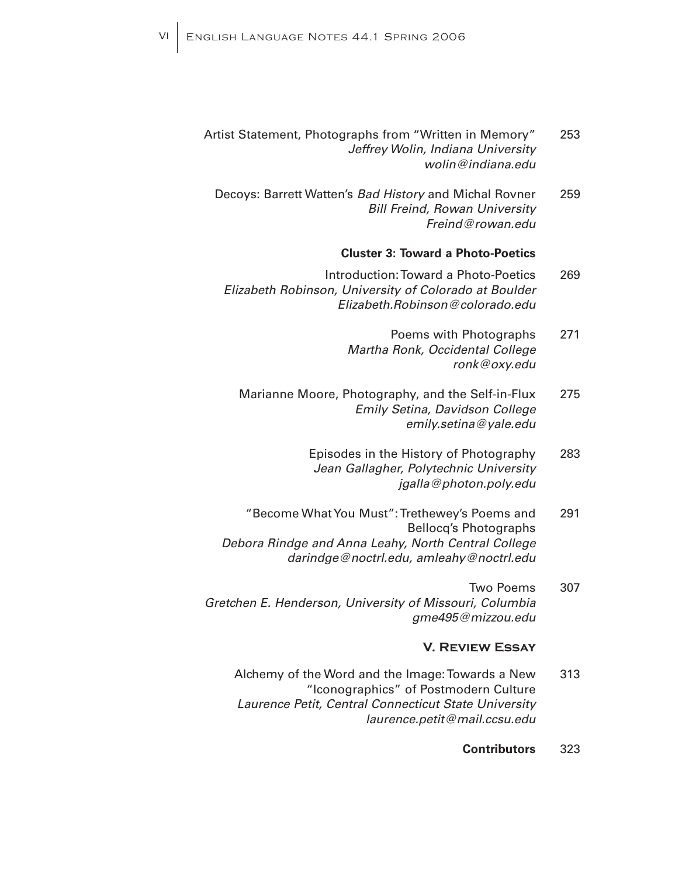Artist Statement, Photographs from "Written in Memory" 253
*Jeffrey Wolin, Indiana University*
*wolin@indiana.edu*

Decoys: Barrett Watten's *Bad History* and Michal Rovner 259
*Bill Freind, Rowan University*
*Freind@rowan.edu*

**Cluster 3: Toward a Photo-Poetics**

Introduction: Toward a Photo-Poetics 269
*Elizabeth Robinson, University of Colorado at Boulder*
*Elizabeth.Robinson@colorado.edu*

Poems with Photographs 271
*Martha Ronk, Occidental College*
*ronk@oxy.edu*

Marianne Moore, Photography, and the Self-in-Flux 275
*Emily Setina, Davidson College*
*emily.setina@yale.edu*

Episodes in the History of Photography 283
*Jean Gallagher, Polytechnic University*
*jgalla@photon.poly.edu*

"Become What You Must": Trethewey's Poems and Bellocq's Photographs 291
*Debora Rindge and Anna Leahy, North Central College*
*darindge@noctrl.edu, amleahy@noctrl.edu*

Two Poems 307
*Gretchen E. Henderson, University of Missouri, Columbia*
*gme495@mizzou.edu*

## V. Review Essay

Alchemy of the Word and the Image: Towards a New "Iconographics" of Postmodern Culture 313
*Laurence Petit, Central Connecticut State University*
*laurence.petit@mail.ccsu.edu*

**Contributors** 323